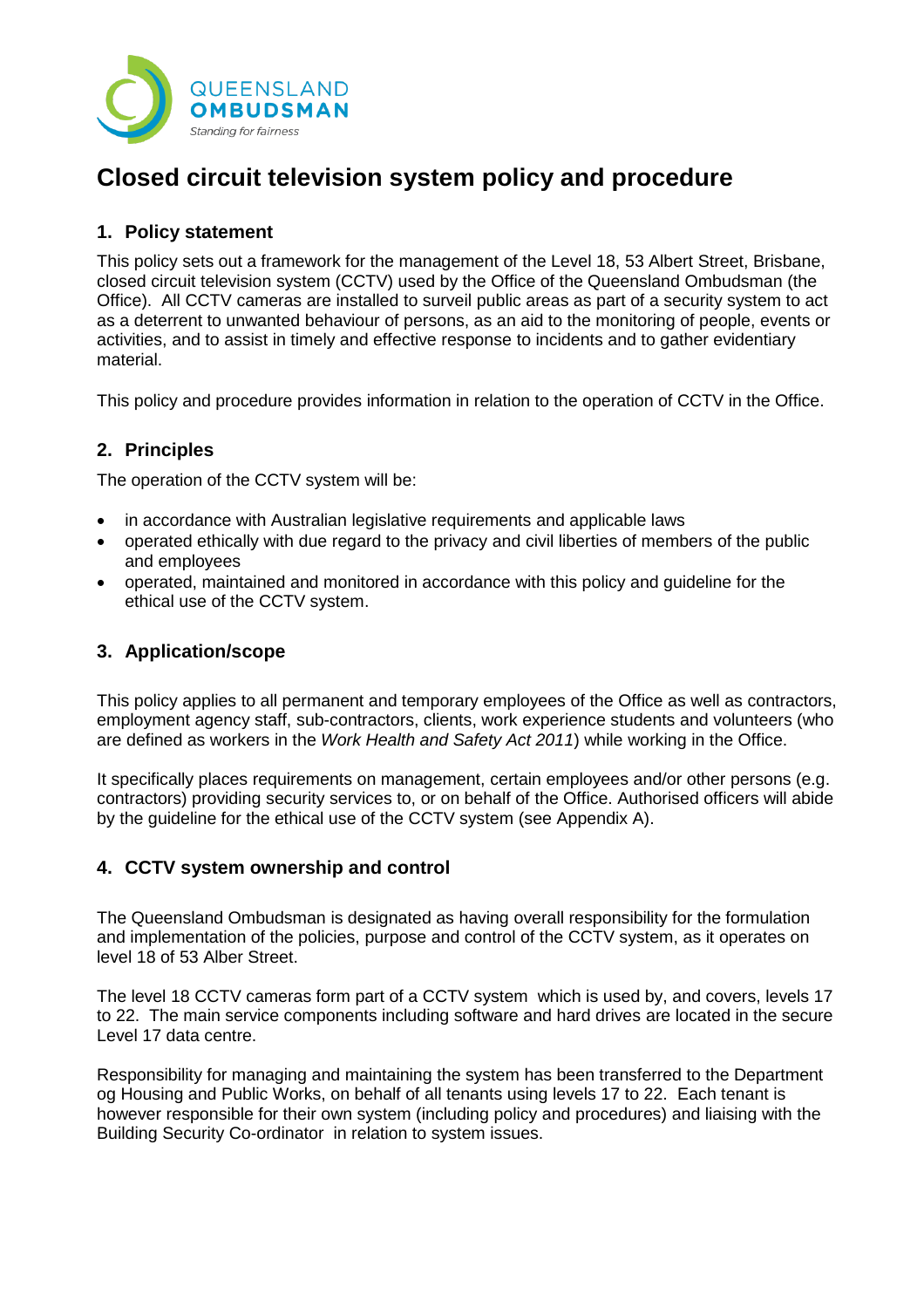QUEENSLAND **OMBUDSMAN**

*Standing for fairness*

# Closed circuit television system policy and procedure

## 1. Policy statement

This policy sets out a framework for the management of the Level 18, 53 Albert Street, Brisbane, closed circuit television system (CCTV) used by the Office of the Queensland Ombudsman (the Office). All CCTV cameras are installed to surveil public areas as part of a security system to act as a deterrent to unwanted behaviour of persons, as an aid to the monitoring of people, events or activities, and to assist in timely and effective response to incidents and to gather evidentiary material.

This policy and procedure provides information in relation to the operation of CCTV in the Office.

## 2. Principles

The operation of the CCTV system will be:

- in accordance with Australian legislative requirements and applicable laws
- operated ethically with due regard to the privacy and civil liberties of members of the public and employees
- operated, maintained and monitored in accordance with this policy and guideline for the ethical use of the CCTV system.

## 3. Application/scope

This policy applies to all permanent and temporary employees of the Office as well as contractors, employment agency staff, sub-contractors, clients, work experience students and volunteers (who are defined as workers in the *Work Health and Safety Act 2011*) while working in the Office.

It specifically places requirements on management, certain employees and/or other persons (e.g. contractors) providing security services to, or on behalf of the Office. Authorised officers will abide by the guideline for the ethical use of the CCTV system (see Appendix A).

## 4. CCTV system ownership and control

The Queensland Ombudsman is designated as having overall responsibility for the formulation and implementation of the policies, purpose and control of the CCTV system, as it operates on level 18 of 53 Alber Street.

The level 18 CCTV cameras form part of a CCTV system which is used by, and covers, levels 17 to 22. The main service components including software and hard drives are located in the secure Level 17 data centre.

Responsibility for managing and maintaining the system has been transferred to the Department og Housing and Public Works, on behalf of all tenants using levels 17 to 22. Each tenant is however responsible for their own system (including policy and procedures) and liaising with the Building Security Co-ordinator in relation to system issues.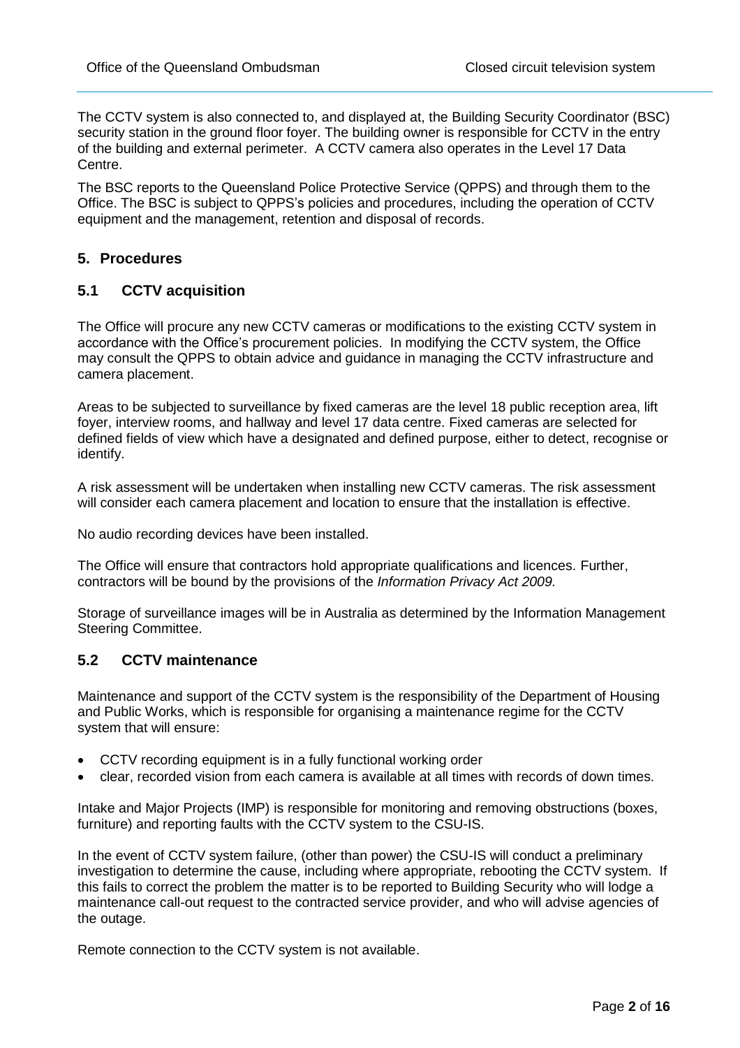The CCTV system is also connected to, and displayed at, the Building Security Coordinator (BSC) security station in the ground floor foyer. The building owner is responsible for CCTV in the entry of the building and external perimeter. A CCTV camera also operates in the Level 17 Data Centre.

The BSC reports to the Queensland Police Protective Service (QPPS) and through them to the Office. The BSC is subject to QPPS's policies and procedures, including the operation of CCTV equipment and the management, retention and disposal of records.

## 5. Procedures

### 5.1 CCTV acquisition

The Office will procure any new CCTV cameras or modifications to the existing CCTV system in accordance with the Office's procurement policies. In modifying the CCTV system, the Office may consult the QPPS to obtain advice and guidance in managing the CCTV infrastructure and camera placement.

Areas to be subjected to surveillance by fixed cameras are the level 18 public reception area, lift foyer, interview rooms, and hallway and level 17 data centre. Fixed cameras are selected for defined fields of view which have a designated and defined purpose, either to detect, recognise or identify.

A risk assessment will be undertaken when installing new CCTV cameras. The risk assessment will consider each camera placement and location to ensure that the installation is effective.

No audio recording devices have been installed.

The Office will ensure that contractors hold appropriate qualifications and licences. Further, contractors will be bound by the provisions of the *Information Privacy Act 2009.*

Storage of surveillance images will be in Australia as determined by the Information Management Steering Committee.

### 5.2 CCTV maintenance

Maintenance and support of the CCTV system is the responsibility of the Department of Housing and Public Works, which is responsible for organising a maintenance regime for the CCTV system that will ensure:

- CCTV recording equipment is in a fully functional working order
- clear, recorded vision from each camera is available at all times with records of down times.

Intake and Major Projects (IMP) is responsible for monitoring and removing obstructions (boxes, furniture) and reporting faults with the CCTV system to the CSU-IS.

In the event of CCTV system failure, (other than power) the CSU-IS will conduct a preliminary investigation to determine the cause, including where appropriate, rebooting the CCTV system. If this fails to correct the problem the matter is to be reported to Building Security who will lodge a maintenance call-out request to the contracted service provider, and who will advise agencies of the outage.

Remote connection to the CCTV system is not available.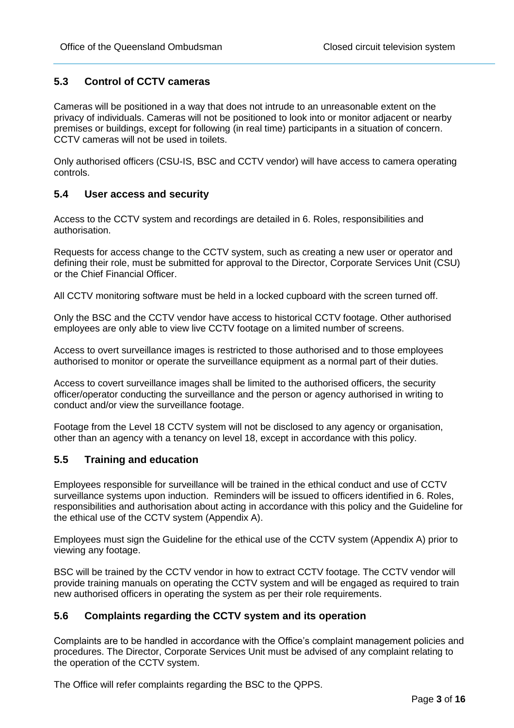## 5.3 Control of CCTV cameras

Cameras will be positioned in a way that does not intrude to an unreasonable extent on the privacy of individuals. Cameras will not be positioned to look into or monitor adjacent or nearby premises or buildings, except for following (in real time) participants in a situation of concern. CCTV cameras will not be used in toilets.

Only authorised officers (CSU-IS, BSC and CCTV vendor) will have access to camera operating controls.

## 5.4 User access and security

Access to the CCTV system and recordings are detailed in 6. Roles, responsibilities and authorisation.

Requests for access change to the CCTV system, such as creating a new user or operator and defining their role, must be submitted for approval to the Director, Corporate Services Unit (CSU) or the Chief Financial Officer.

All CCTV monitoring software must be held in a locked cupboard with the screen turned off.

Only the BSC and the CCTV vendor have access to historical CCTV footage. Other authorised employees are only able to view live CCTV footage on a limited number of screens.

Access to overt surveillance images is restricted to those authorised and to those employees authorised to monitor or operate the surveillance equipment as a normal part of their duties.

Access to covert surveillance images shall be limited to the authorised officers, the security officer/operator conducting the surveillance and the person or agency authorised in writing to conduct and/or view the surveillance footage.

Footage from the Level 18 CCTV system will not be disclosed to any agency or organisation, other than an agency with a tenancy on level 18, except in accordance with this policy.

## 5.5 Training and education

Employees responsible for surveillance will be trained in the ethical conduct and use of CCTV surveillance systems upon induction. Reminders will be issued to officers identified in 6. Roles, responsibilities and authorisation about acting in accordance with this policy and the Guideline for the ethical use of the CCTV system (Appendix A).

Employees must sign the Guideline for the ethical use of the CCTV system (Appendix A) prior to viewing any footage.

BSC will be trained by the CCTV vendor in how to extract CCTV footage. The CCTV vendor will provide training manuals on operating the CCTV system and will be engaged as required to train new authorised officers in operating the system as per their role requirements.

## 5.6 Complaints regarding the CCTV system and its operation

Complaints are to be handled in accordance with the Office's complaint management policies and procedures. The Director, Corporate Services Unit must be advised of any complaint relating to the operation of the CCTV system.

The Office will refer complaints regarding the BSC to the QPPS.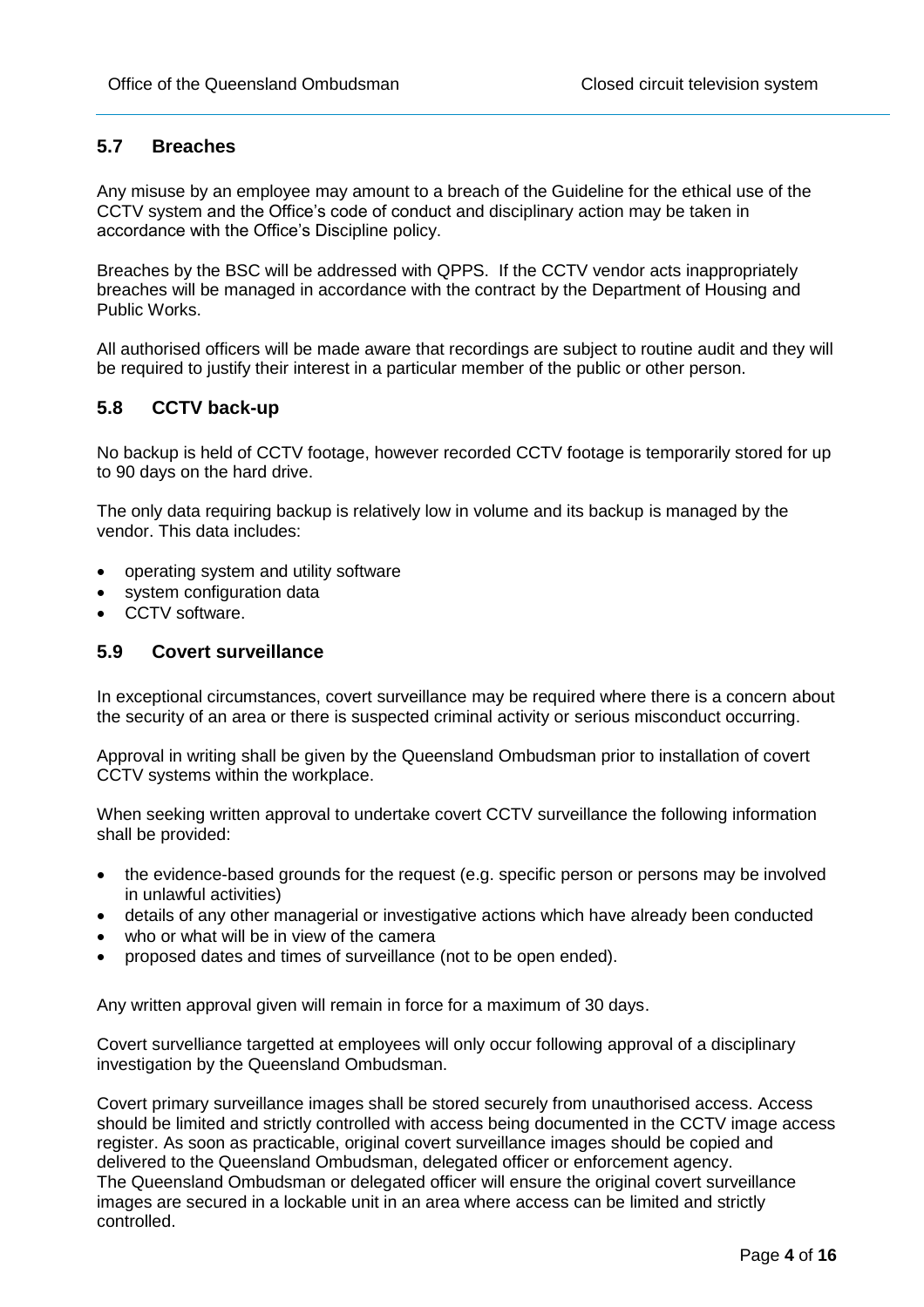## 5.7 Breaches

Any misuse by an employee may amount to a breach of the Guideline for the ethical use of the CCTV system and the Office's code of conduct and disciplinary action may be taken in accordance with the Office's Discipline policy.

Breaches by the BSC will be addressed with QPPS. If the CCTV vendor acts inappropriately breaches will be managed in accordance with the contract by the Department of Housing and Public Works.

All authorised officers will be made aware that recordings are subject to routine audit and they will be required to justify their interest in a particular member of the public or other person.

## 5.8 CCTV back-up

No backup is held of CCTV footage, however recorded CCTV footage is temporarily stored for up to 90 days on the hard drive.

The only data requiring backup is relatively low in volume and its backup is managed by the vendor. This data includes:

- operating system and utility software
- system configuration data
- CCTV software.

## 5.9 Covert surveillance

In exceptional circumstances, covert surveillance may be required where there is a concern about the security of an area or there is suspected criminal activity or serious misconduct occurring.

Approval in writing shall be given by the Queensland Ombudsman prior to installation of covert CCTV systems within the workplace.

When seeking written approval to undertake covert CCTV surveillance the following information shall be provided:

- the evidence-based grounds for the request (e.g. specific person or persons may be involved in unlawful activities)
- details of any other managerial or investigative actions which have already been conducted
- who or what will be in view of the camera
- proposed dates and times of surveillance (not to be open ended).

Any written approval given will remain in force for a maximum of 30 days.

Covert survelliance targetted at employees will only occur following approval of a disciplinary investigation by the Queensland Ombudsman.

Covert primary surveillance images shall be stored securely from unauthorised access. Access should be limited and strictly controlled with access being documented in the CCTV image access register. As soon as practicable, original covert surveillance images should be copied and delivered to the Queensland Ombudsman, delegated officer or enforcement agency.
The Queensland Ombudsman or delegated officer will ensure the original covert surveillance images are secured in a lockable unit in an area where access can be limited and strictly controlled.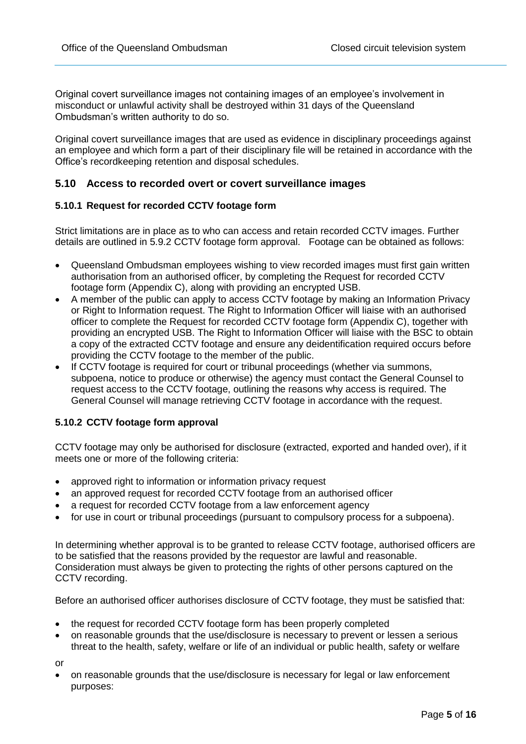Original covert surveillance images not containing images of an employee's involvement in misconduct or unlawful activity shall be destroyed within 31 days of the Queensland Ombudsman's written authority to do so.

Original covert surveillance images that are used as evidence in disciplinary proceedings against an employee and which form a part of their disciplinary file will be retained in accordance with the Office's recordkeeping retention and disposal schedules.

## 5.10 Access to recorded overt or covert surveillance images

### 5.10.1 Request for recorded CCTV footage form

Strict limitations are in place as to who can access and retain recorded CCTV images. Further details are outlined in 5.9.2 CCTV footage form approval. Footage can be obtained as follows:

- Queensland Ombudsman employees wishing to view recorded images must first gain written authorisation from an authorised officer, by completing the Request for recorded CCTV footage form (Appendix C), along with providing an encrypted USB.
- A member of the public can apply to access CCTV footage by making an Information Privacy or Right to Information request. The Right to Information Officer will liaise with an authorised officer to complete the Request for recorded CCTV footage form (Appendix C), together with providing an encrypted USB. The Right to Information Officer will liaise with the BSC to obtain a copy of the extracted CCTV footage and ensure any deidentification required occurs before providing the CCTV footage to the member of the public.
- If CCTV footage is required for court or tribunal proceedings (whether via summons, subpoena, notice to produce or otherwise) the agency must contact the General Counsel to request access to the CCTV footage, outlining the reasons why access is required. The General Counsel will manage retrieving CCTV footage in accordance with the request.

### 5.10.2 CCTV footage form approval

CCTV footage may only be authorised for disclosure (extracted, exported and handed over), if it meets one or more of the following criteria:

- approved right to information or information privacy request
- an approved request for recorded CCTV footage from an authorised officer
- a request for recorded CCTV footage from a law enforcement agency
- for use in court or tribunal proceedings (pursuant to compulsory process for a subpoena).

In determining whether approval is to be granted to release CCTV footage, authorised officers are to be satisfied that the reasons provided by the requestor are lawful and reasonable. Consideration must always be given to protecting the rights of other persons captured on the CCTV recording.

Before an authorised officer authorises disclosure of CCTV footage, they must be satisfied that:

- the request for recorded CCTV footage form has been properly completed
- on reasonable grounds that the use/disclosure is necessary to prevent or lessen a serious threat to the health, safety, welfare or life of an individual or public health, safety or welfare

or

- on reasonable grounds that the use/disclosure is necessary for legal or law enforcement purposes: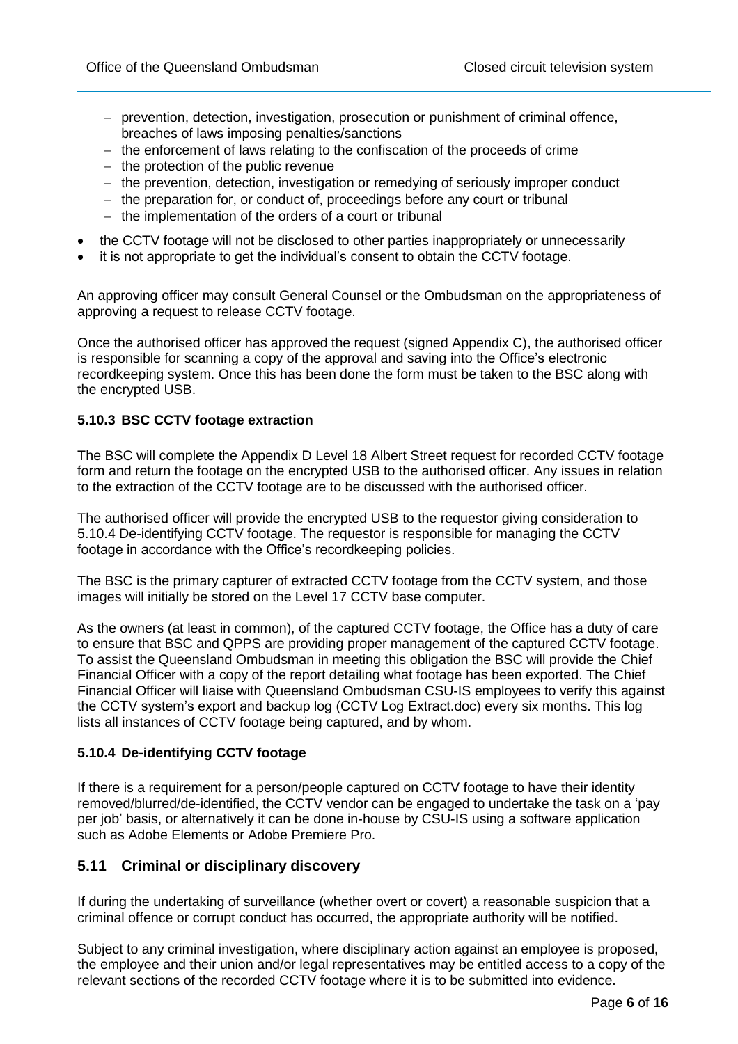- prevention, detection, investigation, prosecution or punishment of criminal offence, breaches of laws imposing penalties/sanctions
  - the enforcement of laws relating to the confiscation of the proceeds of crime
  - the protection of the public revenue
  - the prevention, detection, investigation or remedying of seriously improper conduct
  - the preparation for, or conduct of, proceedings before any court or tribunal
  - the implementation of the orders of a court or tribunal
- the CCTV footage will not be disclosed to other parties inappropriately or unnecessarily
- it is not appropriate to get the individual's consent to obtain the CCTV footage.

An approving officer may consult General Counsel or the Ombudsman on the appropriateness of approving a request to release CCTV footage.

Once the authorised officer has approved the request (signed Appendix C), the authorised officer is responsible for scanning a copy of the approval and saving into the Office's electronic recordkeeping system. Once this has been done the form must be taken to the BSC along with the encrypted USB.

### 5.10.3 BSC CCTV footage extraction

The BSC will complete the Appendix D Level 18 Albert Street request for recorded CCTV footage form and return the footage on the encrypted USB to the authorised officer. Any issues in relation to the extraction of the CCTV footage are to be discussed with the authorised officer.

The authorised officer will provide the encrypted USB to the requestor giving consideration to 5.10.4 De-identifying CCTV footage. The requestor is responsible for managing the CCTV footage in accordance with the Office's recordkeeping policies.

The BSC is the primary capturer of extracted CCTV footage from the CCTV system, and those images will initially be stored on the Level 17 CCTV base computer.

As the owners (at least in common), of the captured CCTV footage, the Office has a duty of care to ensure that BSC and QPPS are providing proper management of the captured CCTV footage. To assist the Queensland Ombudsman in meeting this obligation the BSC will provide the Chief Financial Officer with a copy of the report detailing what footage has been exported. The Chief Financial Officer will liaise with Queensland Ombudsman CSU-IS employees to verify this against the CCTV system's export and backup log (CCTV Log Extract.doc) every six months. This log lists all instances of CCTV footage being captured, and by whom.

### 5.10.4 De-identifying CCTV footage

If there is a requirement for a person/people captured on CCTV footage to have their identity removed/blurred/de-identified, the CCTV vendor can be engaged to undertake the task on a 'pay per job' basis, or alternatively it can be done in-house by CSU-IS using a software application such as Adobe Elements or Adobe Premiere Pro.

## 5.11 Criminal or disciplinary discovery

If during the undertaking of surveillance (whether overt or covert) a reasonable suspicion that a criminal offence or corrupt conduct has occurred, the appropriate authority will be notified.

Subject to any criminal investigation, where disciplinary action against an employee is proposed, the employee and their union and/or legal representatives may be entitled access to a copy of the relevant sections of the recorded CCTV footage where it is to be submitted into evidence.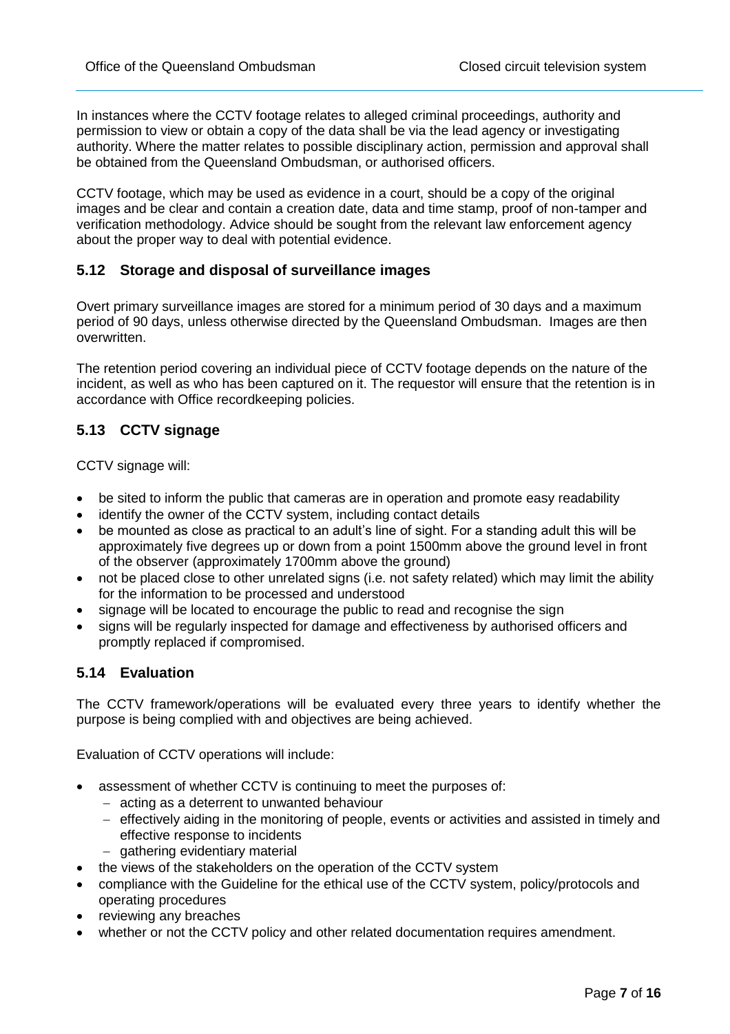In instances where the CCTV footage relates to alleged criminal proceedings, authority and permission to view or obtain a copy of the data shall be via the lead agency or investigating authority. Where the matter relates to possible disciplinary action, permission and approval shall be obtained from the Queensland Ombudsman, or authorised officers.

CCTV footage, which may be used as evidence in a court, should be a copy of the original images and be clear and contain a creation date, data and time stamp, proof of non-tamper and verification methodology. Advice should be sought from the relevant law enforcement agency about the proper way to deal with potential evidence.

### 5.12 Storage and disposal of surveillance images

Overt primary surveillance images are stored for a minimum period of 30 days and a maximum period of 90 days, unless otherwise directed by the Queensland Ombudsman. Images are then overwritten.

The retention period covering an individual piece of CCTV footage depends on the nature of the incident, as well as who has been captured on it. The requestor will ensure that the retention is in accordance with Office recordkeeping policies.

### 5.13 CCTV signage

CCTV signage will:

- be sited to inform the public that cameras are in operation and promote easy readability
- identify the owner of the CCTV system, including contact details
- be mounted as close as practical to an adult's line of sight. For a standing adult this will be approximately five degrees up or down from a point 1500mm above the ground level in front of the observer (approximately 1700mm above the ground)
- not be placed close to other unrelated signs (i.e. not safety related) which may limit the ability for the information to be processed and understood
- signage will be located to encourage the public to read and recognise the sign
- signs will be regularly inspected for damage and effectiveness by authorised officers and promptly replaced if compromised.

### 5.14 Evaluation

The CCTV framework/operations will be evaluated every three years to identify whether the purpose is being complied with and objectives are being achieved.

Evaluation of CCTV operations will include:

- assessment of whether CCTV is continuing to meet the purposes of:
  - acting as a deterrent to unwanted behaviour
  - effectively aiding in the monitoring of people, events or activities and assisted in timely and effective response to incidents
  - gathering evidentiary material
- the views of the stakeholders on the operation of the CCTV system
- compliance with the Guideline for the ethical use of the CCTV system, policy/protocols and operating procedures
- reviewing any breaches
- whether or not the CCTV policy and other related documentation requires amendment.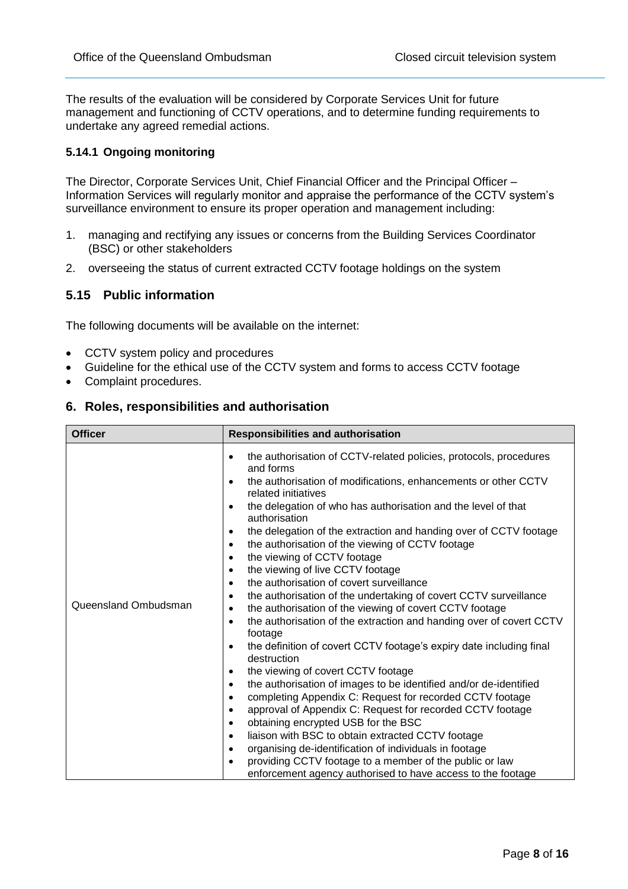The results of the evaluation will be considered by Corporate Services Unit for future management and functioning of CCTV operations, and to determine funding requirements to undertake any agreed remedial actions.

#### 5.14.1 Ongoing monitoring

The Director, Corporate Services Unit, Chief Financial Officer and the Principal Officer – Information Services will regularly monitor and appraise the performance of the CCTV system's surveillance environment to ensure its proper operation and management including:

1. managing and rectifying any issues or concerns from the Building Services Coordinator (BSC) or other stakeholders
2. overseeing the status of current extracted CCTV footage holdings on the system

### 5.15 Public information

The following documents will be available on the internet:

- CCTV system policy and procedures
- Guideline for the ethical use of the CCTV system and forms to access CCTV footage
- Complaint procedures.

## 6. Roles, responsibilities and authorisation

| Officer | Responsibilities and authorisation |
|---|---|
| Queensland Ombudsman | • the authorisation of CCTV-related policies, protocols, procedures and forms<br>• the authorisation of modifications, enhancements or other CCTV related initiatives<br>• the delegation of who has authorisation and the level of that authorisation<br>• the delegation of the extraction and handing over of CCTV footage<br>• the authorisation of the viewing of CCTV footage<br>• the viewing of CCTV footage<br>• the viewing of live CCTV footage<br>• the authorisation of covert surveillance<br>• the authorisation of the undertaking of covert CCTV surveillance<br>• the authorisation of the viewing of covert CCTV footage<br>• the authorisation of the extraction and handing over of covert CCTV footage<br>• the definition of covert CCTV footage's expiry date including final destruction<br>• the viewing of covert CCTV footage<br>• the authorisation of images to be identified and/or de-identified<br>• completing Appendix C: Request for recorded CCTV footage<br>• approval of Appendix C: Request for recorded CCTV footage<br>• obtaining encrypted USB for the BSC<br>• liaison with BSC to obtain extracted CCTV footage<br>• organising de-identification of individuals in footage<br>• providing CCTV footage to a member of the public or law enforcement agency authorised to have access to the footage |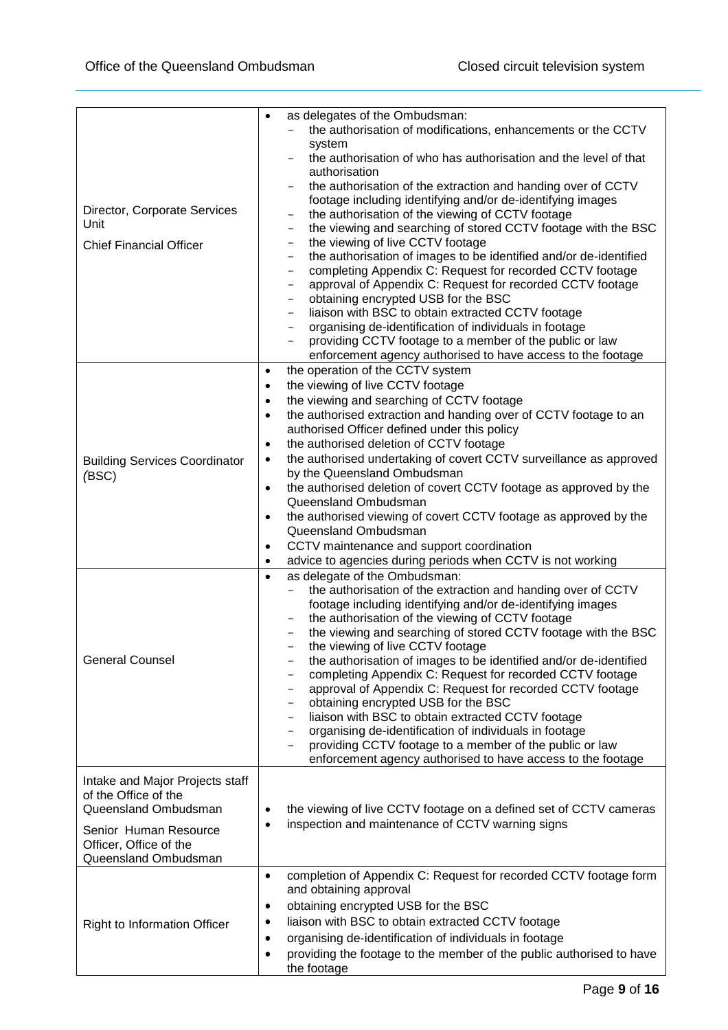| | |
|---|---|
| Director, Corporate Services Unit<br><br>Chief Financial Officer | • as delegates of the Ombudsman:<br>– the authorisation of modifications, enhancements or the CCTV system<br>– the authorisation of who has authorisation and the level of that authorisation<br>– the authorisation of the extraction and handing over of CCTV footage including identifying and/or de-identifying images<br>– the authorisation of the viewing of CCTV footage<br>– the viewing and searching of stored CCTV footage with the BSC<br>– the viewing of live CCTV footage<br>– the authorisation of images to be identified and/or de-identified<br>– completing Appendix C: Request for recorded CCTV footage<br>– approval of Appendix C: Request for recorded CCTV footage<br>– obtaining encrypted USB for the BSC<br>– liaison with BSC to obtain extracted CCTV footage<br>– organising de-identification of individuals in footage<br>– providing CCTV footage to a member of the public or law enforcement agency authorised to have access to the footage |
| Building Services Coordinator (BSC) | • the operation of the CCTV system<br>• the viewing of live CCTV footage<br>• the viewing and searching of CCTV footage<br>• the authorised extraction and handing over of CCTV footage to an authorised Officer defined under this policy<br>• the authorised deletion of CCTV footage<br>• the authorised undertaking of covert CCTV surveillance as approved by the Queensland Ombudsman<br>• the authorised deletion of covert CCTV footage as approved by the Queensland Ombudsman<br>• the authorised viewing of covert CCTV footage as approved by the Queensland Ombudsman<br>• CCTV maintenance and support coordination<br>• advice to agencies during periods when CCTV is not working |
| General Counsel | • as delegate of the Ombudsman:<br>– the authorisation of the extraction and handing over of CCTV footage including identifying and/or de-identifying images<br>– the authorisation of the viewing of CCTV footage<br>– the viewing and searching of stored CCTV footage with the BSC<br>– the viewing of live CCTV footage<br>– the authorisation of images to be identified and/or de-identified<br>– completing Appendix C: Request for recorded CCTV footage<br>– approval of Appendix C: Request for recorded CCTV footage<br>– obtaining encrypted USB for the BSC<br>– liaison with BSC to obtain extracted CCTV footage<br>– organising de-identification of individuals in footage<br>– providing CCTV footage to a member of the public or law enforcement agency authorised to have access to the footage |
| Intake and Major Projects staff of the Office of the Queensland Ombudsman<br><br>Senior Human Resource Officer, Office of the Queensland Ombudsman | • the viewing of live CCTV footage on a defined set of CCTV cameras<br>• inspection and maintenance of CCTV warning signs |
| Right to Information Officer | • completion of Appendix C: Request for recorded CCTV footage form and obtaining approval<br>• obtaining encrypted USB for the BSC<br>• liaison with BSC to obtain extracted CCTV footage<br>• organising de-identification of individuals in footage<br>• providing the footage to the member of the public authorised to have the footage |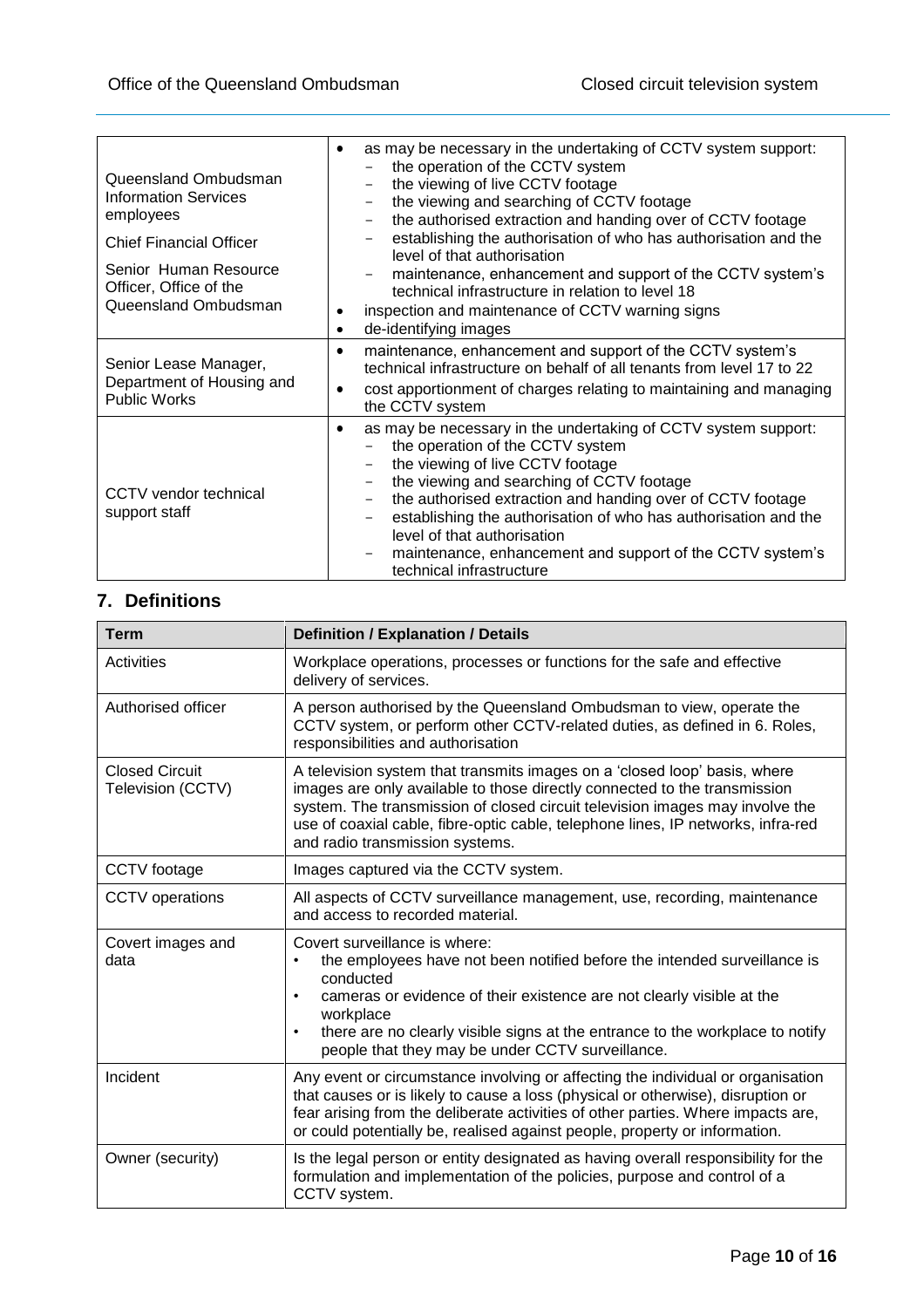| | |
|---|---|
| Queensland Ombudsman Information Services employees<br><br>Chief Financial Officer<br><br>Senior Human Resource Officer, Office of the Queensland Ombudsman | • as may be necessary in the undertaking of CCTV system support:<br>– the operation of the CCTV system<br>– the viewing of live CCTV footage<br>– the viewing and searching of CCTV footage<br>– the authorised extraction and handing over of CCTV footage<br>– establishing the authorisation of who has authorisation and the level of that authorisation<br>– maintenance, enhancement and support of the CCTV system's technical infrastructure in relation to level 18<br>• inspection and maintenance of CCTV warning signs<br>• de-identifying images |
| Senior Lease Manager, Department of Housing and Public Works | • maintenance, enhancement and support of the CCTV system's technical infrastructure on behalf of all tenants from level 17 to 22<br>• cost apportionment of charges relating to maintaining and managing the CCTV system |
| CCTV vendor technical support staff | • as may be necessary in the undertaking of CCTV system support:<br>– the operation of the CCTV system<br>– the viewing of live CCTV footage<br>– the viewing and searching of CCTV footage<br>– the authorised extraction and handing over of CCTV footage<br>– establishing the authorisation of who has authorisation and the level of that authorisation<br>– maintenance, enhancement and support of the CCTV system's technical infrastructure |

## 7. Definitions

| Term | Definition / Explanation / Details |
|---|---|
| Activities | Workplace operations, processes or functions for the safe and effective delivery of services. |
| Authorised officer | A person authorised by the Queensland Ombudsman to view, operate the CCTV system, or perform other CCTV-related duties, as defined in 6. Roles, responsibilities and authorisation |
| Closed Circuit Television (CCTV) | A television system that transmits images on a 'closed loop' basis, where images are only available to those directly connected to the transmission system. The transmission of closed circuit television images may involve the use of coaxial cable, fibre-optic cable, telephone lines, IP networks, infra-red and radio transmission systems. |
| CCTV footage | Images captured via the CCTV system. |
| CCTV operations | All aspects of CCTV surveillance management, use, recording, maintenance and access to recorded material. |
| Covert images and data | Covert surveillance is where:<br>• the employees have not been notified before the intended surveillance is conducted<br>• cameras or evidence of their existence are not clearly visible at the workplace<br>• there are no clearly visible signs at the entrance to the workplace to notify people that they may be under CCTV surveillance. |
| Incident | Any event or circumstance involving or affecting the individual or organisation that causes or is likely to cause a loss (physical or otherwise), disruption or fear arising from the deliberate activities of other parties. Where impacts are, or could potentially be, realised against people, property or information. |
| Owner (security) | Is the legal person or entity designated as having overall responsibility for the formulation and implementation of the policies, purpose and control of a CCTV system. |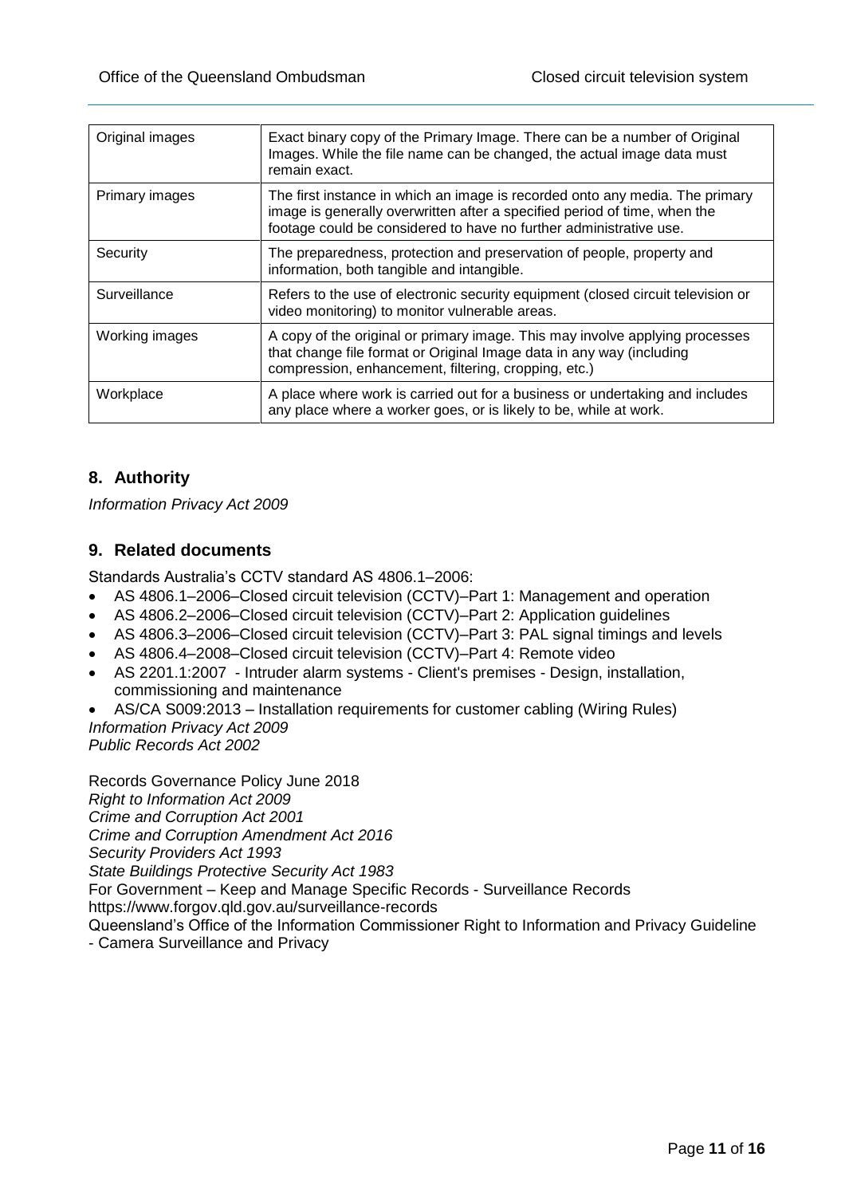| | |
|---|---|
| Original images | Exact binary copy of the Primary Image. There can be a number of Original Images. While the file name can be changed, the actual image data must remain exact. |
| Primary images | The first instance in which an image is recorded onto any media. The primary image is generally overwritten after a specified period of time, when the footage could be considered to have no further administrative use. |
| Security | The preparedness, protection and preservation of people, property and information, both tangible and intangible. |
| Surveillance | Refers to the use of electronic security equipment (closed circuit television or video monitoring) to monitor vulnerable areas. |
| Working images | A copy of the original or primary image. This may involve applying processes that change file format or Original Image data in any way (including compression, enhancement, filtering, cropping, etc.) |
| Workplace | A place where work is carried out for a business or undertaking and includes any place where a worker goes, or is likely to be, while at work. |

## 8. Authority

*Information Privacy Act 2009*

## 9. Related documents

Standards Australia's CCTV standard AS 4806.1–2006:

- AS 4806.1–2006–Closed circuit television (CCTV)–Part 1: Management and operation
- AS 4806.2–2006–Closed circuit television (CCTV)–Part 2: Application guidelines
- AS 4806.3–2006–Closed circuit television (CCTV)–Part 3: PAL signal timings and levels
- AS 4806.4–2008–Closed circuit television (CCTV)–Part 4: Remote video
- AS 2201.1:2007 - Intruder alarm systems - Client's premises - Design, installation, commissioning and maintenance
- AS/CA S009:2013 – Installation requirements for customer cabling (Wiring Rules)

*Information Privacy Act 2009*
*Public Records Act 2002*

Records Governance Policy June 2018
*Right to Information Act 2009*
*Crime and Corruption Act 2001*
*Crime and Corruption Amendment Act 2016*
*Security Providers Act 1993*
*State Buildings Protective Security Act 1983*
For Government – Keep and Manage Specific Records - Surveillance Records
https://www.forgov.qld.gov.au/surveillance-records
Queensland's Office of the Information Commissioner Right to Information and Privacy Guideline - Camera Surveillance and Privacy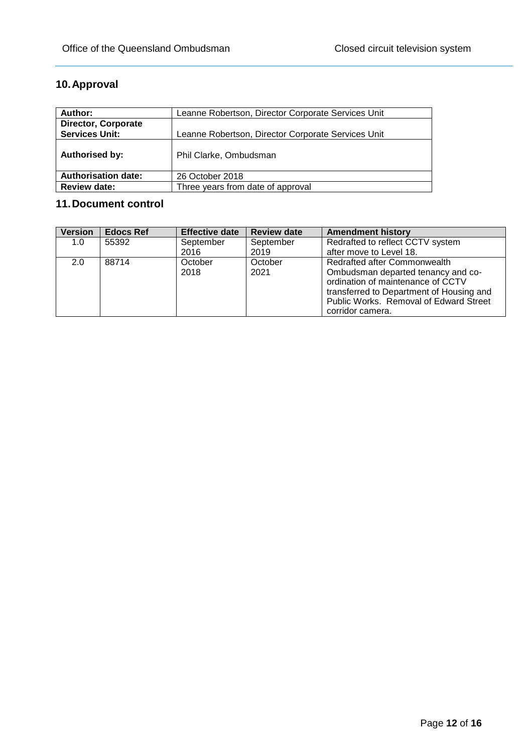## 10. Approval

| | |
|---|---|
| **Author:** | Leanne Robertson, Director Corporate Services Unit |
| **Director, Corporate Services Unit:** | Leanne Robertson, Director Corporate Services Unit |
| **Authorised by:** | Phil Clarke, Ombudsman |
| **Authorisation date:** | 26 October 2018 |
| **Review date:** | Three years from date of approval |

## 11. Document control

| Version | Edocs Ref | Effective date | Review date | Amendment history |
|---|---|---|---|---|
| 1.0 | 55392 | September 2016 | September 2019 | Redrafted to reflect CCTV system after move to Level 18. |
| 2.0 | 88714 | October 2018 | October 2021 | Redrafted after Commonwealth Ombudsman departed tenancy and co-ordination of maintenance of CCTV transferred to Department of Housing and Public Works. Removal of Edward Street corridor camera. |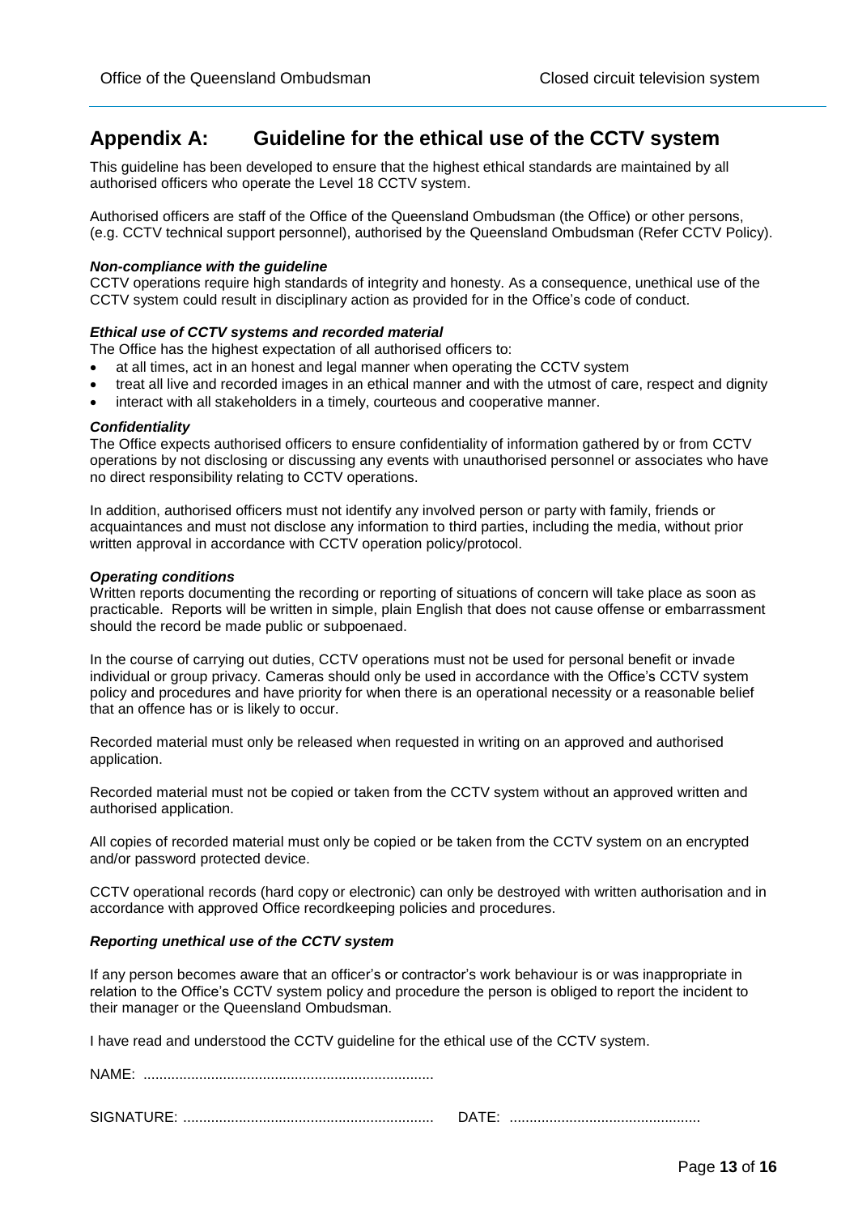## Appendix A: Guideline for the ethical use of the CCTV system

This guideline has been developed to ensure that the highest ethical standards are maintained by all authorised officers who operate the Level 18 CCTV system.

Authorised officers are staff of the Office of the Queensland Ombudsman (the Office) or other persons, (e.g. CCTV technical support personnel), authorised by the Queensland Ombudsman (Refer CCTV Policy).

#### *Non-compliance with the guideline*

CCTV operations require high standards of integrity and honesty. As a consequence, unethical use of the CCTV system could result in disciplinary action as provided for in the Office's code of conduct.

#### *Ethical use of CCTV systems and recorded material*

The Office has the highest expectation of all authorised officers to:

- at all times, act in an honest and legal manner when operating the CCTV system
- treat all live and recorded images in an ethical manner and with the utmost of care, respect and dignity
- interact with all stakeholders in a timely, courteous and cooperative manner.

#### *Confidentiality*

The Office expects authorised officers to ensure confidentiality of information gathered by or from CCTV operations by not disclosing or discussing any events with unauthorised personnel or associates who have no direct responsibility relating to CCTV operations.

In addition, authorised officers must not identify any involved person or party with family, friends or acquaintances and must not disclose any information to third parties, including the media, without prior written approval in accordance with CCTV operation policy/protocol.

#### *Operating conditions*

Written reports documenting the recording or reporting of situations of concern will take place as soon as practicable. Reports will be written in simple, plain English that does not cause offense or embarrassment should the record be made public or subpoenaed.

In the course of carrying out duties, CCTV operations must not be used for personal benefit or invade individual or group privacy. Cameras should only be used in accordance with the Office's CCTV system policy and procedures and have priority for when there is an operational necessity or a reasonable belief that an offence has or is likely to occur.

Recorded material must only be released when requested in writing on an approved and authorised application.

Recorded material must not be copied or taken from the CCTV system without an approved written and authorised application.

All copies of recorded material must only be copied or be taken from the CCTV system on an encrypted and/or password protected device.

CCTV operational records (hard copy or electronic) can only be destroyed with written authorisation and in accordance with approved Office recordkeeping policies and procedures.

#### *Reporting unethical use of the CCTV system*

If any person becomes aware that an officer's or contractor's work behaviour is or was inappropriate in relation to the Office's CCTV system policy and procedure the person is obliged to report the incident to their manager or the Queensland Ombudsman.

I have read and understood the CCTV guideline for the ethical use of the CCTV system.

NAME: .........................................................................

SIGNATURE: ............................................................... DATE: ................................................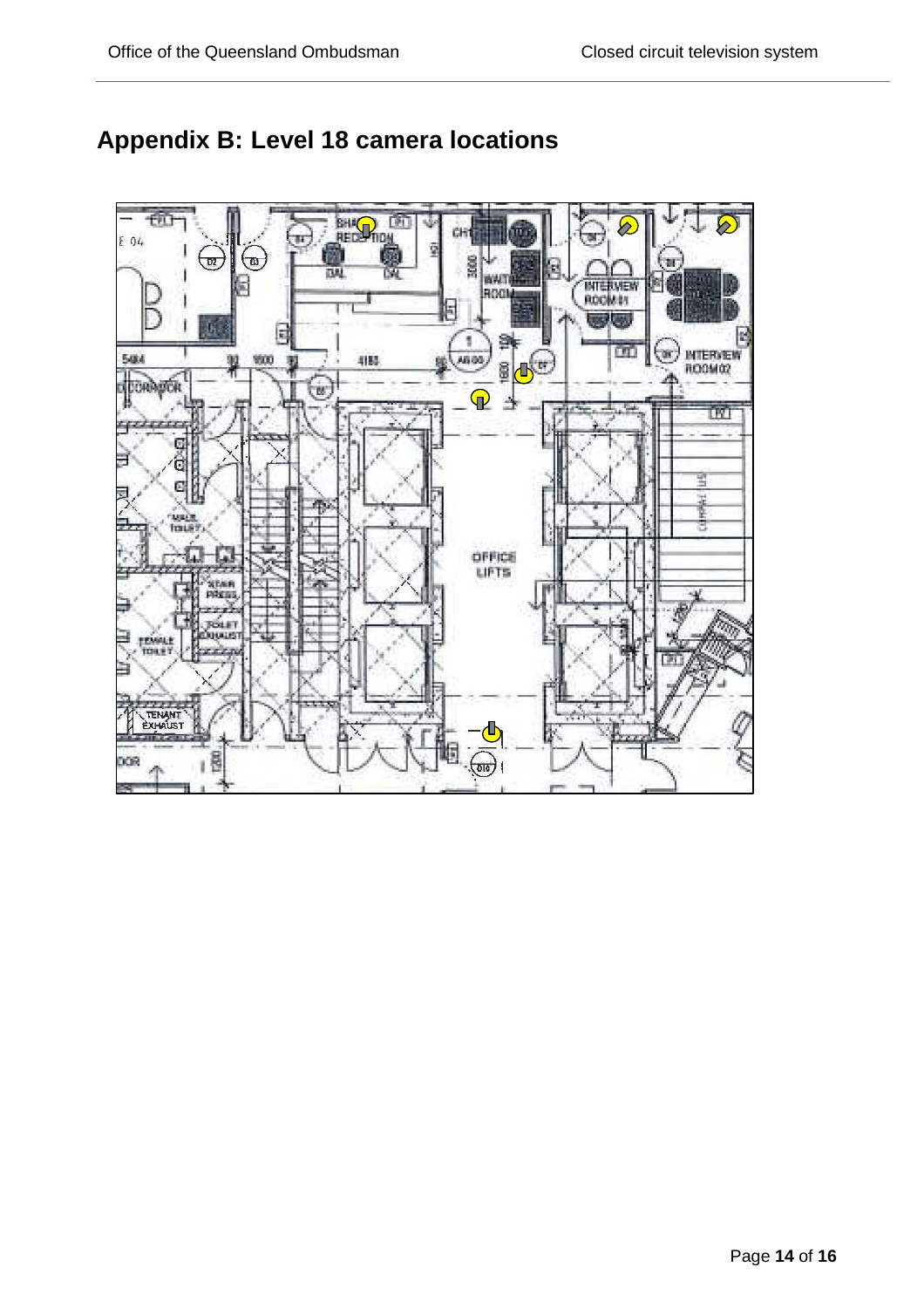# Appendix B: Level 18 camera locations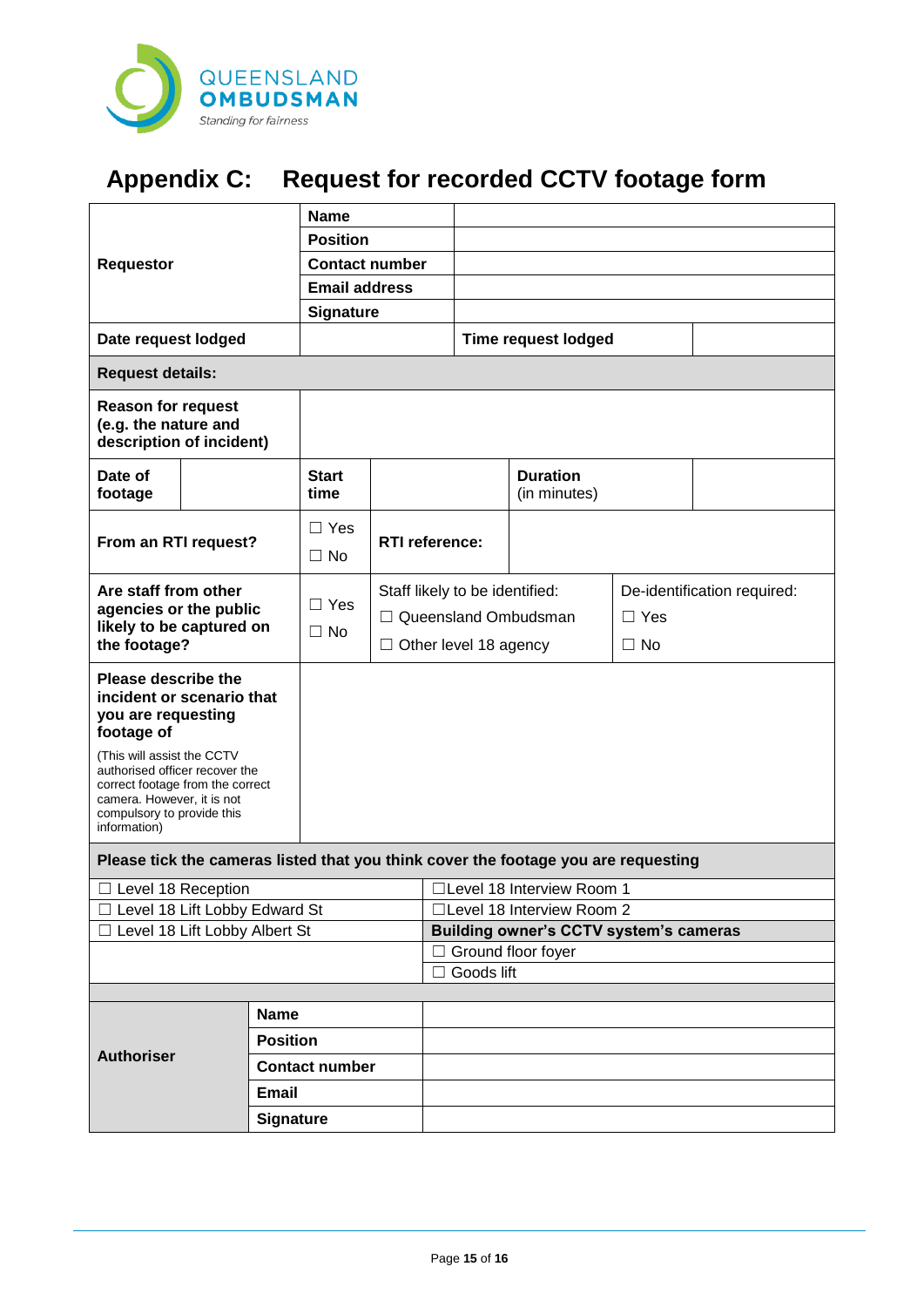QUEENSLAND OMBUDSMAN

*Standing for fairness*

# Appendix C: Request for recorded CCTV footage form

| Requestor | Name | | | |
|---|---|---|---|---|
| | Position | | | |
| | Contact number | | | |
| | Email address | | | |
| | Signature | | | |
| **Date request lodged** | | **Time request lodged** | | |

| **Request details:** | | | | | | |
|---|---|---|---|---|---|---|
| **Reason for request (e.g. the nature and description of incident)** | | | | | | |
| **Date of footage** | | **Start time** | | **Duration** (in minutes) | | |
| **From an RTI request?** | ☐ Yes ☐ No | **RTI reference:** | | | | |
| **Are staff from other agencies or the public likely to be captured on the footage?** | ☐ Yes ☐ No | Staff likely to be identified: ☐ Queensland Ombudsman ☐ Other level 18 agency | | De-identification required: ☐ Yes ☐ No | | |
| **Please describe the incident or scenario that you are requesting footage of** (This will assist the CCTV authorised officer recover the correct footage from the correct camera. However, it is not compulsory to provide this information) | | | | | | |

| **Please tick the cameras listed that you think cover the footage you are requesting** | |
|---|---|
| ☐ Level 18 Reception | ☐Level 18 Interview Room 1 |
| ☐ Level 18 Lift Lobby Edward St | ☐Level 18 Interview Room 2 |
| ☐ Level 18 Lift Lobby Albert St | **Building owner's CCTV system's cameras** |
| | ☐ Ground floor foyer |
| | ☐ Goods lift |

| Authoriser | Name | |
|---|---|---|
| | Position | |
| | Contact number | |
| | Email | |
| | Signature | |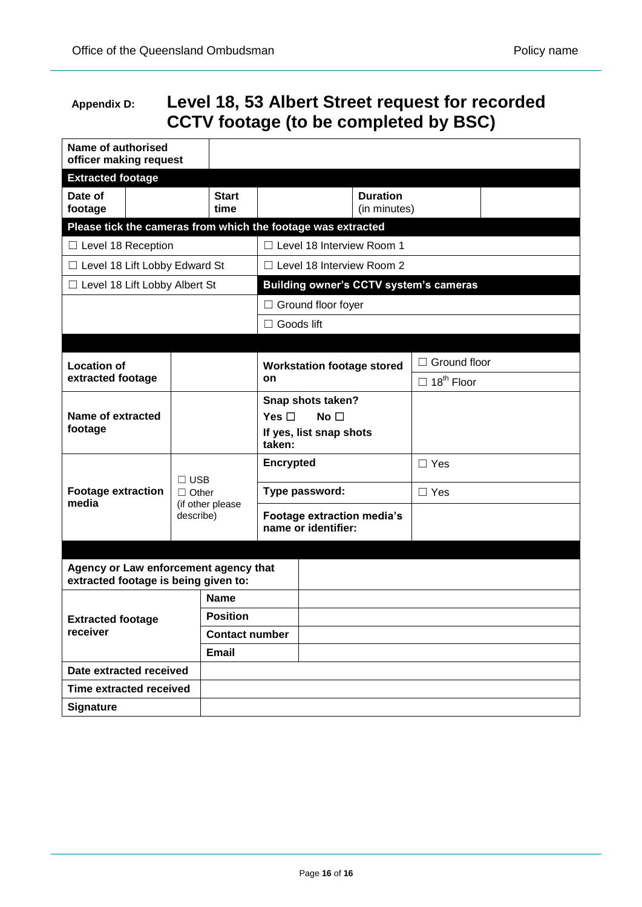## Appendix D: Level 18, 53 Albert Street request for recorded CCTV footage (to be completed by BSC)

| | | | | | |
|---|---|---|---|---|---|
| **Name of authorised officer making request** | | | | | |
| **Extracted footage** | | | | | |
| **Date of footage** | | **Start time** | | **Duration** (in minutes) | |
| **Please tick the cameras from which the footage was extracted** | | | | | |
| ☐ Level 18 Reception | | | ☐ Level 18 Interview Room 1 | | |
| ☐ Level 18 Lift Lobby Edward St | | | ☐ Level 18 Interview Room 2 | | |
| ☐ Level 18 Lift Lobby Albert St | | | **Building owner's CCTV system's cameras** | | |
| | | | ☐ Ground floor foyer | | |
| | | | ☐ Goods lift | | |

| | | | |
|---|---|---|---|
| **Location of extracted footage** | | **Workstation footage stored on** | ☐ Ground floor<br>☐ 18th Floor |
| **Name of extracted footage** | | **Snap shots taken?**<br>**Yes** ☐ **No** ☐<br>**If yes, list snap shots taken:** | |
| **Footage extraction media** | ☐ USB<br>☐ Other (if other please describe) | **Encrypted** | ☐ Yes |
| | | **Type password:** | ☐ Yes |
| | | **Footage extraction media's name or identifier:** | |

| | | |
|---|---|---|
| **Agency or Law enforcement agency that extracted footage is being given to:** | | |
| **Extracted footage receiver** | **Name** | |
| | **Position** | |
| | **Contact number** | |
| | **Email** | |
| **Date extracted received** | | |
| **Time extracted received** | | |
| **Signature** | | |